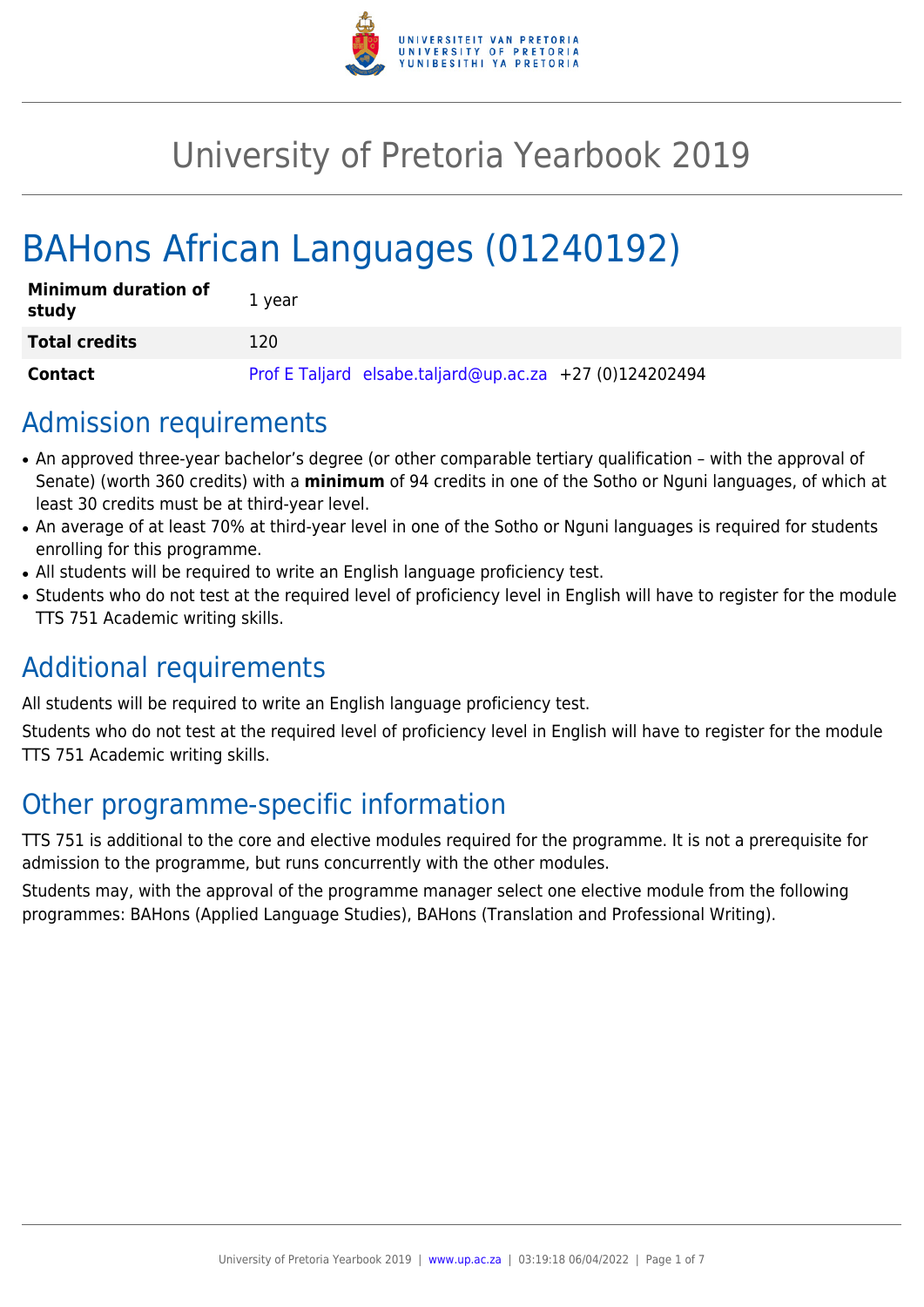# University of Pretoria Yearbook 2019

# BAHons African Languages (01240192)

| | |
|---|---|
| **Minimum duration of study** | 1 year |
| **Total credits** | 120 |
| **Contact** | Prof E Taljard elsabe.taljard@up.ac.za +27 (0)124202494 |

## Admission requirements

- An approved three-year bachelor's degree (or other comparable tertiary qualification – with the approval of Senate) (worth 360 credits) with a **minimum** of 94 credits in one of the Sotho or Nguni languages, of which at least 30 credits must be at third-year level.
- An average of at least 70% at third-year level in one of the Sotho or Nguni languages is required for students enrolling for this programme.
- All students will be required to write an English language proficiency test.
- Students who do not test at the required level of proficiency level in English will have to register for the module TTS 751 Academic writing skills.

## Additional requirements

All students will be required to write an English language proficiency test.

Students who do not test at the required level of proficiency level in English will have to register for the module TTS 751 Academic writing skills.

## Other programme-specific information

TTS 751 is additional to the core and elective modules required for the programme. It is not a prerequisite for admission to the programme, but runs concurrently with the other modules.

Students may, with the approval of the programme manager select one elective module from the following programmes: BAHons (Applied Language Studies), BAHons (Translation and Professional Writing).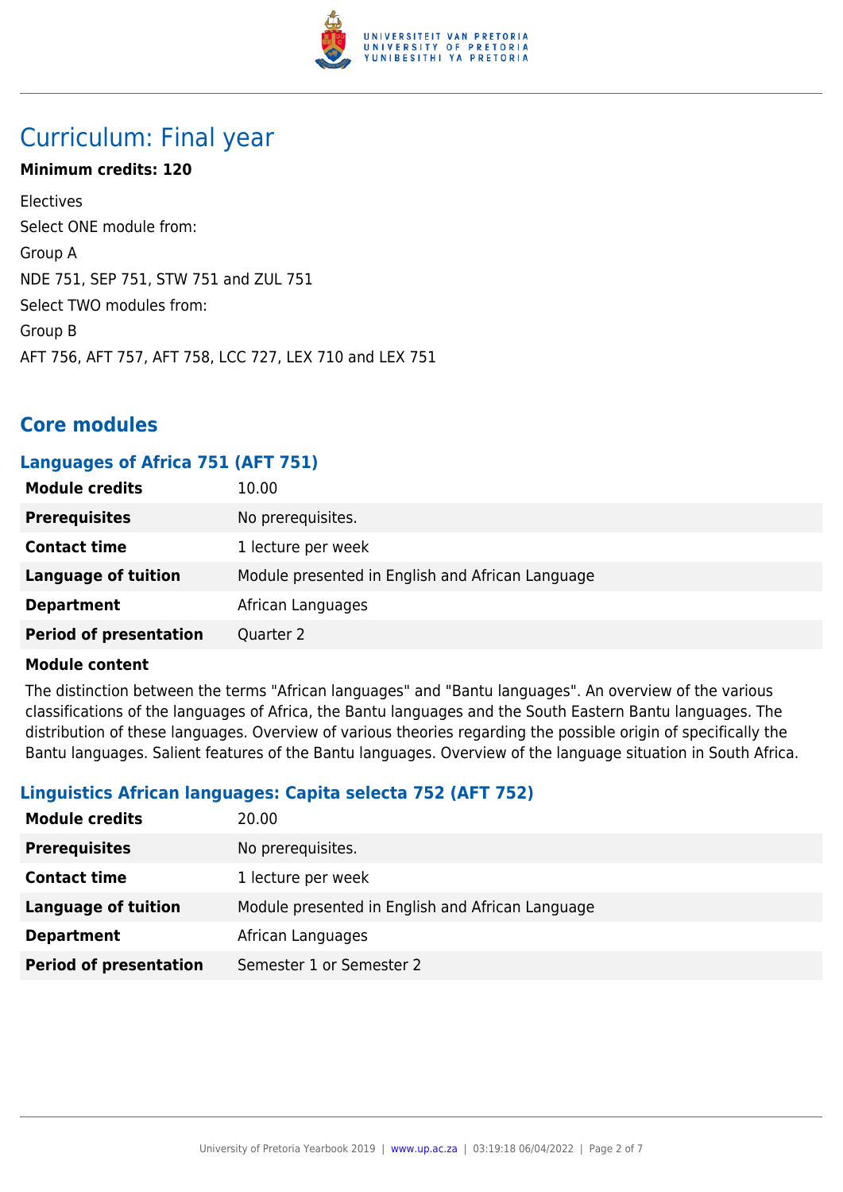# Curriculum: Final year

**Minimum credits: 120**

Electives

Select ONE module from:

Group A

NDE 751, SEP 751, STW 751 and ZUL 751

Select TWO modules from:

Group B

AFT 756, AFT 757, AFT 758, LCC 727, LEX 710 and LEX 751

## Core modules

### Languages of Africa 751 (AFT 751)

| | |
|---|---|
| **Module credits** | 10.00 |
| **Prerequisites** | No prerequisites. |
| **Contact time** | 1 lecture per week |
| **Language of tuition** | Module presented in English and African Language |
| **Department** | African Languages |
| **Period of presentation** | Quarter 2 |

**Module content**

The distinction between the terms "African languages" and "Bantu languages". An overview of the various classifications of the languages of Africa, the Bantu languages and the South Eastern Bantu languages. The distribution of these languages. Overview of various theories regarding the possible origin of specifically the Bantu languages. Salient features of the Bantu languages. Overview of the language situation in South Africa.

### Linguistics African languages: Capita selecta 752 (AFT 752)

| | |
|---|---|
| **Module credits** | 20.00 |
| **Prerequisites** | No prerequisites. |
| **Contact time** | 1 lecture per week |
| **Language of tuition** | Module presented in English and African Language |
| **Department** | African Languages |
| **Period of presentation** | Semester 1 or Semester 2 |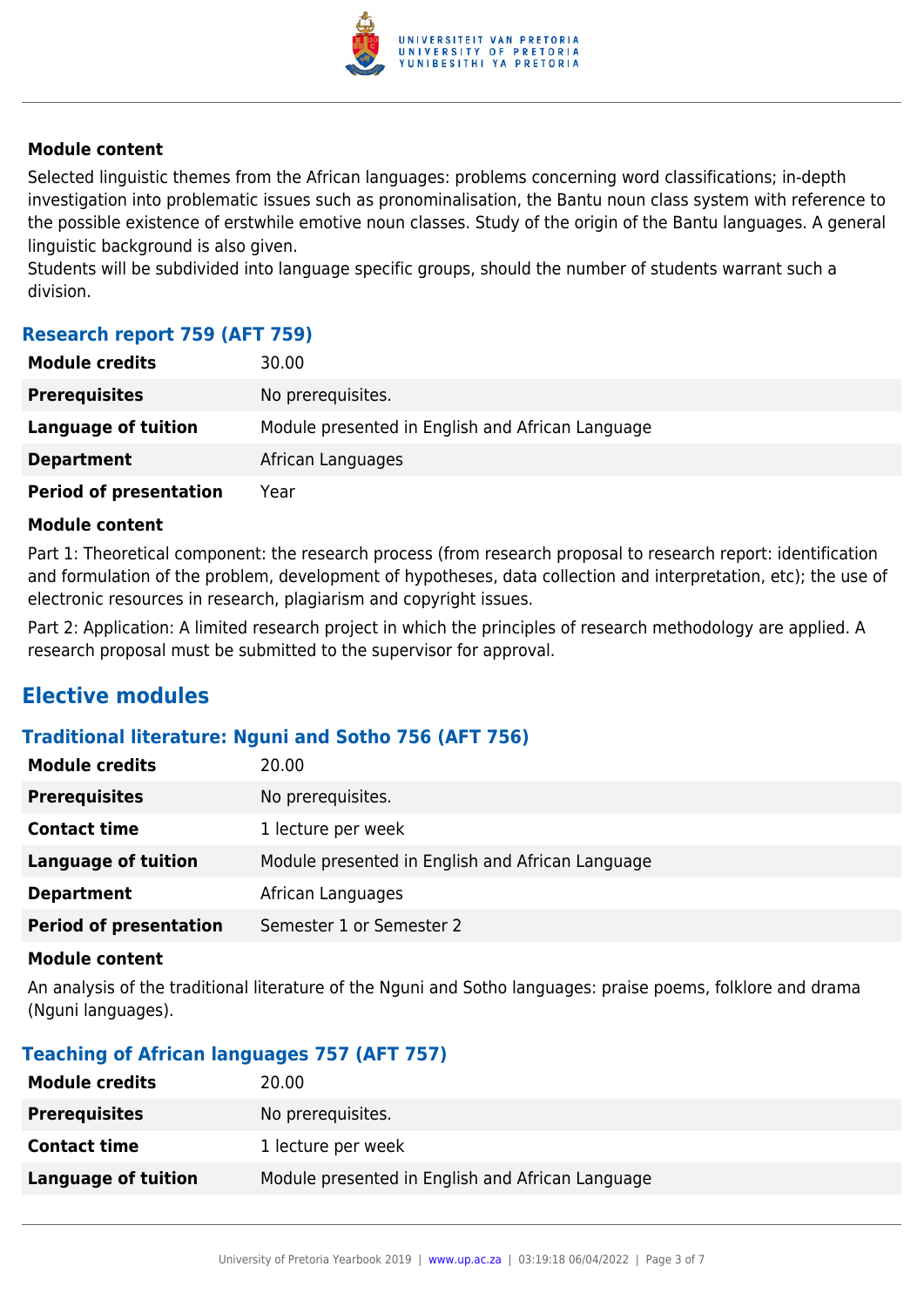#### Module content

Selected linguistic themes from the African languages: problems concerning word classifications; in-depth investigation into problematic issues such as pronominalisation, the Bantu noun class system with reference to the possible existence of erstwhile emotive noun classes. Study of the origin of the Bantu languages. A general linguistic background is also given.
Students will be subdivided into language specific groups, should the number of students warrant such a division.

### Research report 759 (AFT 759)

| | |
|---|---|
| **Module credits** | 30.00 |
| **Prerequisites** | No prerequisites. |
| **Language of tuition** | Module presented in English and African Language |
| **Department** | African Languages |
| **Period of presentation** | Year |

#### Module content

Part 1: Theoretical component: the research process (from research proposal to research report: identification and formulation of the problem, development of hypotheses, data collection and interpretation, etc); the use of electronic resources in research, plagiarism and copyright issues.

Part 2: Application: A limited research project in which the principles of research methodology are applied. A research proposal must be submitted to the supervisor for approval.

## Elective modules

### Traditional literature: Nguni and Sotho 756 (AFT 756)

| | |
|---|---|
| **Module credits** | 20.00 |
| **Prerequisites** | No prerequisites. |
| **Contact time** | 1 lecture per week |
| **Language of tuition** | Module presented in English and African Language |
| **Department** | African Languages |
| **Period of presentation** | Semester 1 or Semester 2 |

#### Module content

An analysis of the traditional literature of the Nguni and Sotho languages: praise poems, folklore and drama (Nguni languages).

### Teaching of African languages 757 (AFT 757)

| | |
|---|---|
| **Module credits** | 20.00 |
| **Prerequisites** | No prerequisites. |
| **Contact time** | 1 lecture per week |
| **Language of tuition** | Module presented in English and African Language |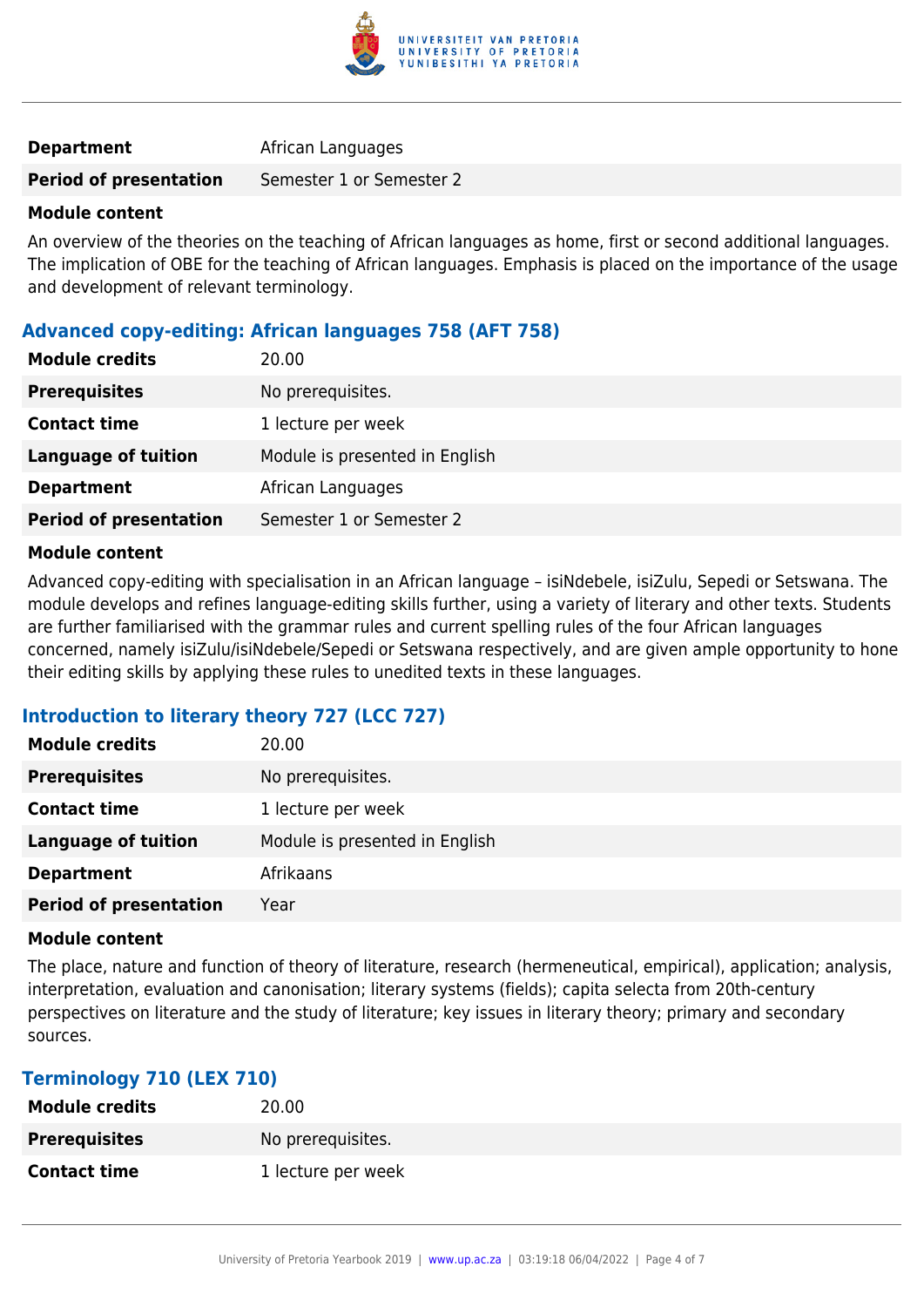| | |
|---|---|
| **Department** | African Languages |
| **Period of presentation** | Semester 1 or Semester 2 |

**Module content**

An overview of the theories on the teaching of African languages as home, first or second additional languages. The implication of OBE for the teaching of African languages. Emphasis is placed on the importance of the usage and development of relevant terminology.

### Advanced copy-editing: African languages 758 (AFT 758)

| | |
|---|---|
| **Module credits** | 20.00 |
| **Prerequisites** | No prerequisites. |
| **Contact time** | 1 lecture per week |
| **Language of tuition** | Module is presented in English |
| **Department** | African Languages |
| **Period of presentation** | Semester 1 or Semester 2 |

**Module content**

Advanced copy-editing with specialisation in an African language – isiNdebele, isiZulu, Sepedi or Setswana. The module develops and refines language-editing skills further, using a variety of literary and other texts. Students are further familiarised with the grammar rules and current spelling rules of the four African languages concerned, namely isiZulu/isiNdebele/Sepedi or Setswana respectively, and are given ample opportunity to hone their editing skills by applying these rules to unedited texts in these languages.

### Introduction to literary theory 727 (LCC 727)

| | |
|---|---|
| **Module credits** | 20.00 |
| **Prerequisites** | No prerequisites. |
| **Contact time** | 1 lecture per week |
| **Language of tuition** | Module is presented in English |
| **Department** | Afrikaans |
| **Period of presentation** | Year |

**Module content**

The place, nature and function of theory of literature, research (hermeneutical, empirical), application; analysis, interpretation, evaluation and canonisation; literary systems (fields); capita selecta from 20th-century perspectives on literature and the study of literature; key issues in literary theory; primary and secondary sources.

### Terminology 710 (LEX 710)

| | |
|---|---|
| **Module credits** | 20.00 |
| **Prerequisites** | No prerequisites. |
| **Contact time** | 1 lecture per week |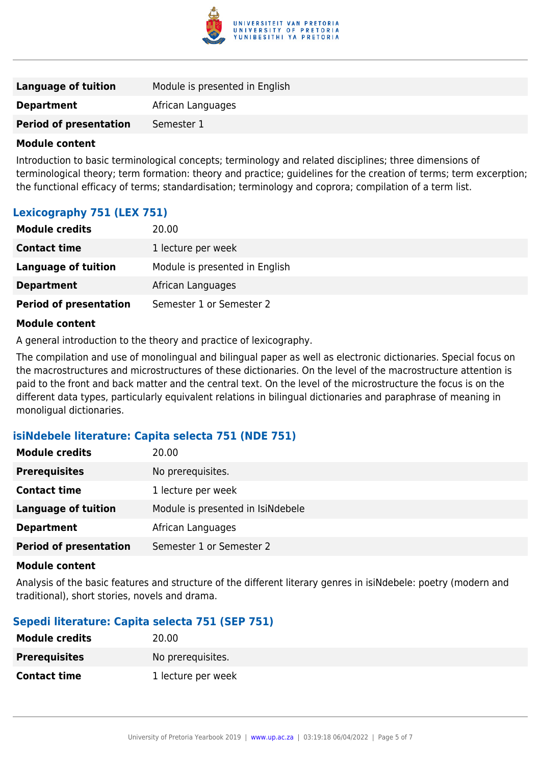| | |
|---|---|
| **Language of tuition** | Module is presented in English |
| **Department** | African Languages |
| **Period of presentation** | Semester 1 |

**Module content**

Introduction to basic terminological concepts; terminology and related disciplines; three dimensions of terminological theory; term formation: theory and practice; guidelines for the creation of terms; term excerption; the functional efficacy of terms; standardisation; terminology and coprora; compilation of a term list.

### Lexicography 751 (LEX 751)

| | |
|---|---|
| **Module credits** | 20.00 |
| **Contact time** | 1 lecture per week |
| **Language of tuition** | Module is presented in English |
| **Department** | African Languages |
| **Period of presentation** | Semester 1 or Semester 2 |

**Module content**

A general introduction to the theory and practice of lexicography.

The compilation and use of monolingual and bilingual paper as well as electronic dictionaries. Special focus on the macrostructures and microstructures of these dictionaries. On the level of the macrostructure attention is paid to the front and back matter and the central text. On the level of the microstructure the focus is on the different data types, particularly equivalent relations in bilingual dictionaries and paraphrase of meaning in monoligual dictionaries.

### isiNdebele literature: Capita selecta 751 (NDE 751)

| | |
|---|---|
| **Module credits** | 20.00 |
| **Prerequisites** | No prerequisites. |
| **Contact time** | 1 lecture per week |
| **Language of tuition** | Module is presented in IsiNdebele |
| **Department** | African Languages |
| **Period of presentation** | Semester 1 or Semester 2 |

**Module content**

Analysis of the basic features and structure of the different literary genres in isiNdebele: poetry (modern and traditional), short stories, novels and drama.

### Sepedi literature: Capita selecta 751 (SEP 751)

| | |
|---|---|
| **Module credits** | 20.00 |
| **Prerequisites** | No prerequisites. |
| **Contact time** | 1 lecture per week |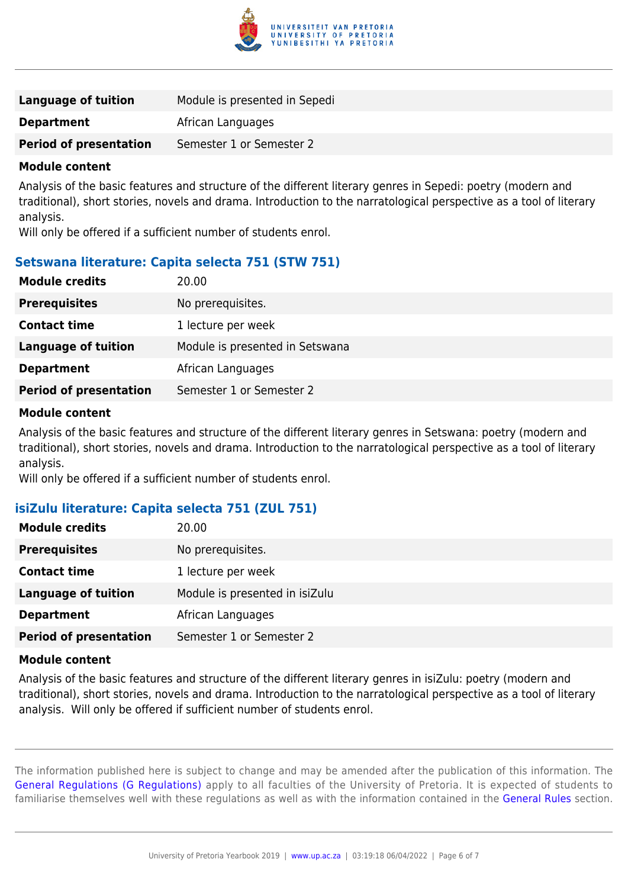| | |
|---|---|
| **Language of tuition** | Module is presented in Sepedi |
| **Department** | African Languages |
| **Period of presentation** | Semester 1 or Semester 2 |

**Module content**

Analysis of the basic features and structure of the different literary genres in Sepedi: poetry (modern and traditional), short stories, novels and drama. Introduction to the narratological perspective as a tool of literary analysis.
Will only be offered if a sufficient number of students enrol.

### Setswana literature: Capita selecta 751 (STW 751)

| | |
|---|---|
| **Module credits** | 20.00 |
| **Prerequisites** | No prerequisites. |
| **Contact time** | 1 lecture per week |
| **Language of tuition** | Module is presented in Setswana |
| **Department** | African Languages |
| **Period of presentation** | Semester 1 or Semester 2 |

**Module content**

Analysis of the basic features and structure of the different literary genres in Setswana: poetry (modern and traditional), short stories, novels and drama. Introduction to the narratological perspective as a tool of literary analysis.
Will only be offered if a sufficient number of students enrol.

### isiZulu literature: Capita selecta 751 (ZUL 751)

| | |
|---|---|
| **Module credits** | 20.00 |
| **Prerequisites** | No prerequisites. |
| **Contact time** | 1 lecture per week |
| **Language of tuition** | Module is presented in isiZulu |
| **Department** | African Languages |
| **Period of presentation** | Semester 1 or Semester 2 |

**Module content**

Analysis of the basic features and structure of the different literary genres in isiZulu: poetry (modern and traditional), short stories, novels and drama. Introduction to the narratological perspective as a tool of literary analysis. Will only be offered if sufficient number of students enrol.

The information published here is subject to change and may be amended after the publication of this information. The General Regulations (G Regulations) apply to all faculties of the University of Pretoria. It is expected of students to familiarise themselves well with these regulations as well as with the information contained in the General Rules section.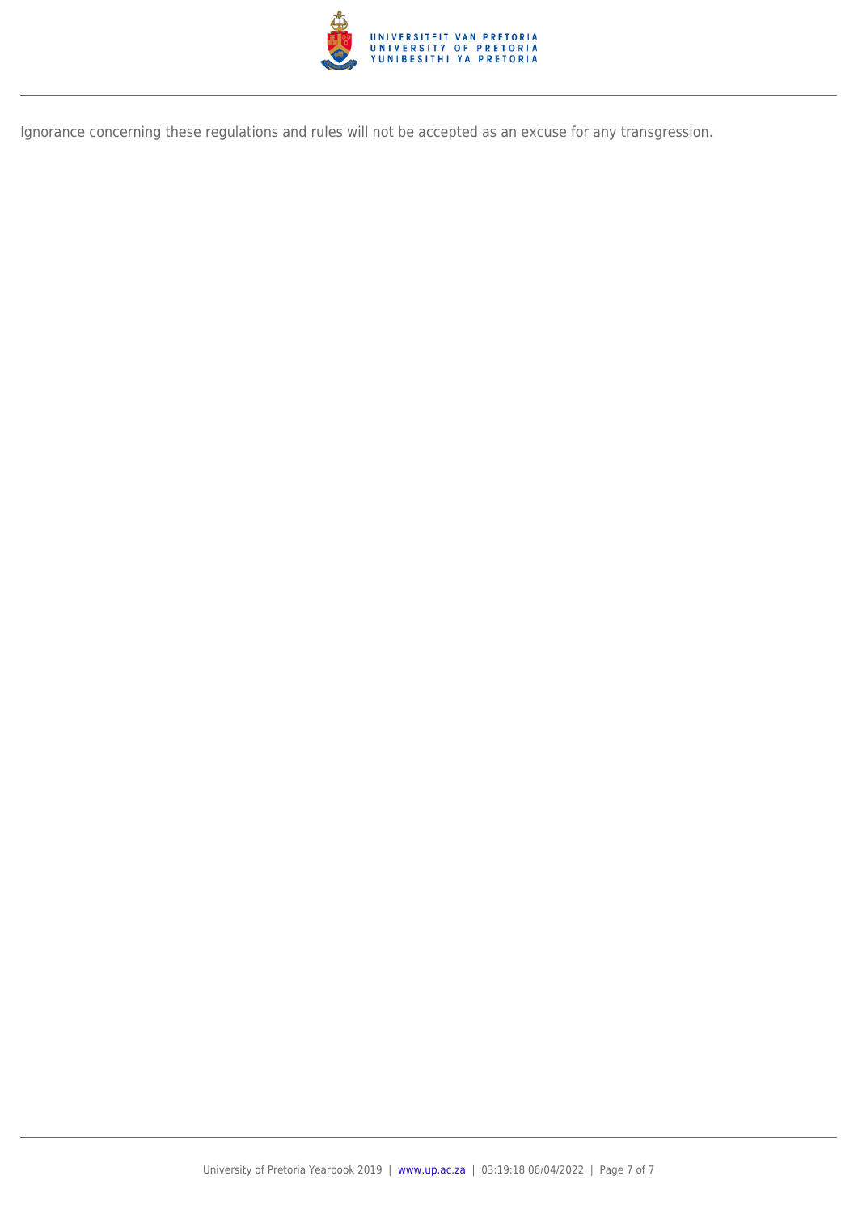Ignorance concerning these regulations and rules will not be accepted as an excuse for any transgression.